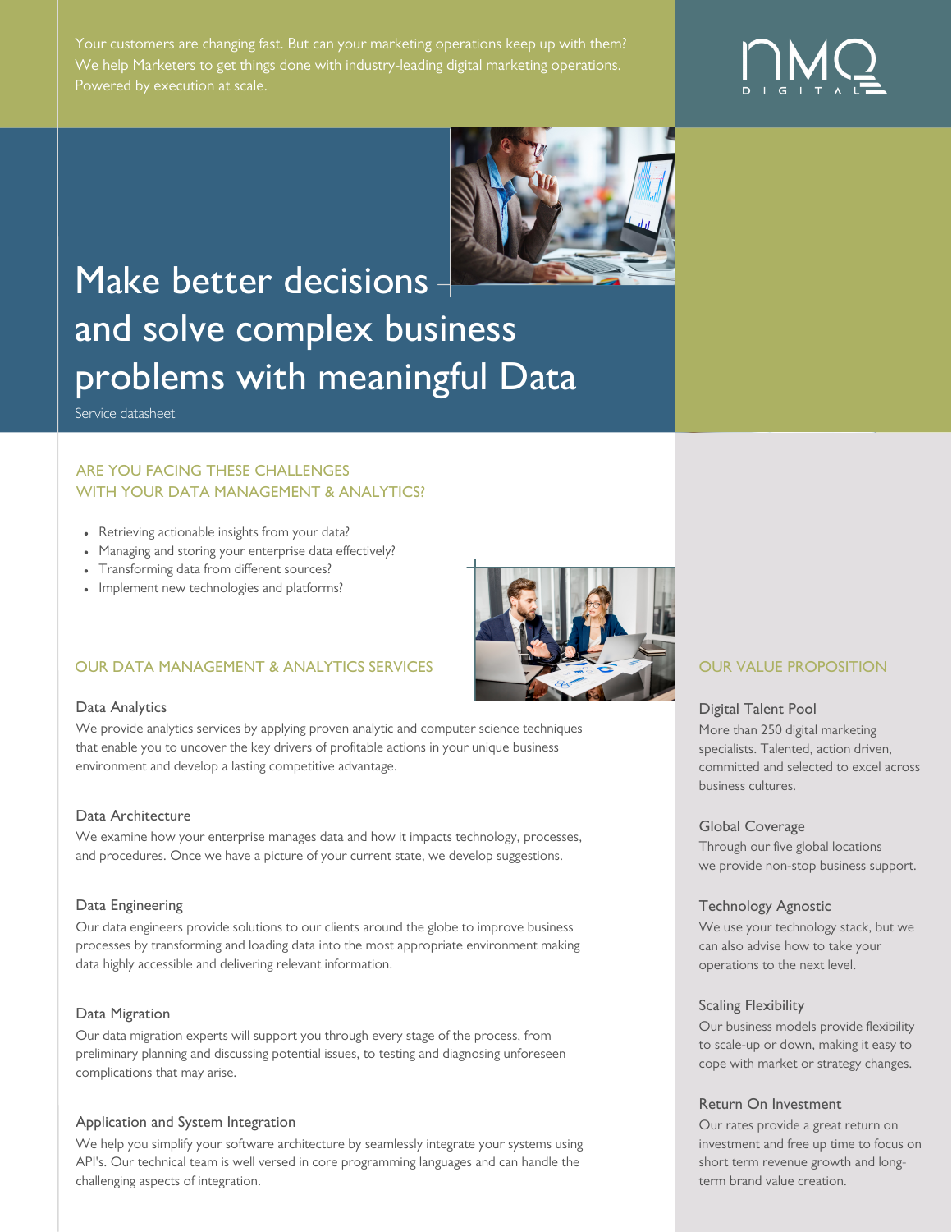Your customers are changing fast. But can your marketing operations keep up with them? We help Marketers to get things done with industry-leading digital marketing operations. Powered by execution at scale.

NMQ DIGITAL

# Make better decisions and solve complex business problems with meaningful Data

Service datasheet

## ARE YOU FACING THESE CHALLENGES WITH YOUR DATA MANAGEMENT & ANALYTICS?

- Retrieving actionable insights from your data?
- Managing and storing your enterprise data effectively?
- Transforming data from different sources?
- Implement new technologies and platforms?

## OUR DATA MANAGEMENT & ANALYTICS SERVICES

### Data Analytics

We provide analytics services by applying proven analytic and computer science techniques that enable you to uncover the key drivers of profitable actions in your unique business environment and develop a lasting competitive advantage.

### Data Architecture

We examine how your enterprise manages data and how it impacts technology, processes, and procedures. Once we have a picture of your current state, we develop suggestions.

### Data Engineering

Our data engineers provide solutions to our clients around the globe to improve business processes by transforming and loading data into the most appropriate environment making data highly accessible and delivering relevant information.

### Data Migration

Our data migration experts will support you through every stage of the process, from preliminary planning and discussing potential issues, to testing and diagnosing unforeseen complications that may arise.

### Application and System Integration

We help you simplify your software architecture by seamlessly integrate your systems using API's. Our technical team is well versed in core programming languages and can handle the challenging aspects of integration.

## OUR VALUE PROPOSITION

### Digital Talent Pool

More than 250 digital marketing specialists. Talented, action driven, committed and selected to excel across business cultures.

### Global Coverage

Through our five global locations we provide non-stop business support.

### Technology Agnostic

We use your technology stack, but we can also advise how to take your operations to the next level.

### Scaling Flexibility

Our business models provide flexibility to scale-up or down, making it easy to cope with market or strategy changes.

### Return On Investment

Our rates provide a great return on investment and free up time to focus on short term revenue growth and long-term brand value creation.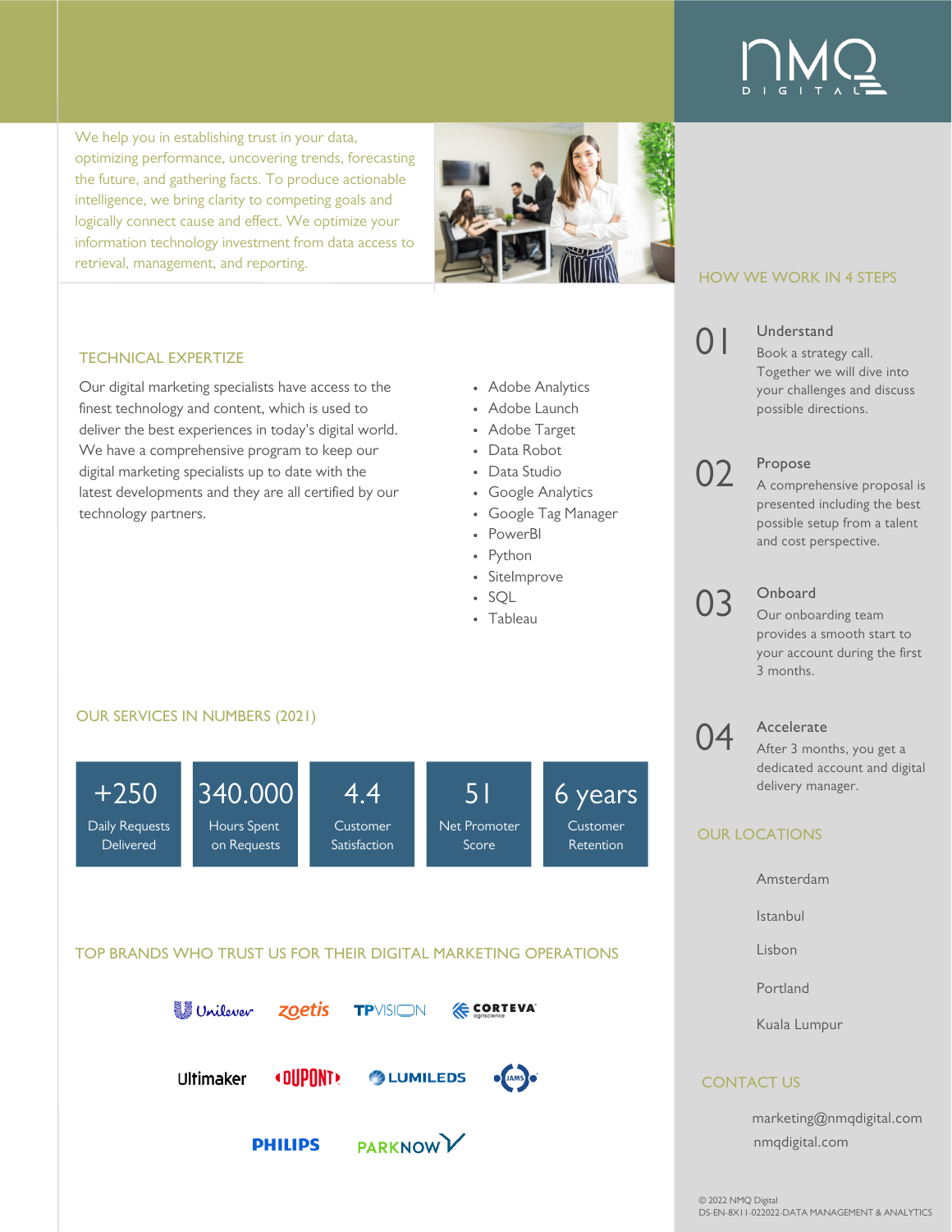NMQ DIGITAL

We help you in establishing trust in your data, optimizing performance, uncovering trends, forecasting the future, and gathering facts. To produce actionable intelligence, we bring clarity to competing goals and logically connect cause and effect. We optimize your information technology investment from data access to retrieval, management, and reporting.

## TECHNICAL EXPERTIZE

Our digital marketing specialists have access to the finest technology and content, which is used to deliver the best experiences in today's digital world. We have a comprehensive program to keep our digital marketing specialists up to date with the latest developments and they are all certified by our technology partners.

- Adobe Analytics
- Adobe Launch
- Adobe Target
- Data Robot
- Data Studio
- Google Analytics
- Google Tag Manager
- PowerBI
- Python
- SiteImprove
- SQL
- Tableau

## OUR SERVICES IN NUMBERS (2021)

| +250 | 340.000 | 4.4 | 51 | 6 years |
|---|---|---|---|---|
| Daily Requests Delivered | Hours Spent on Requests | Customer Satisfaction | Net Promoter Score | Customer Retention |

## TOP BRANDS WHO TRUST US FOR THEIR DIGITAL MARKETING OPERATIONS

Unilever, zoetis, TPVISION, CORTEVA agriscience, Ultimaker, DUPONT, LUMILEDS, JAMS, PHILIPS, PARKNOW

## HOW WE WORK IN 4 STEPS

**01 Understand**
Book a strategy call. Together we will dive into your challenges and discuss possible directions.

**02 Propose**
A comprehensive proposal is presented including the best possible setup from a talent and cost perspective.

**03 Onboard**
Our onboarding team provides a smooth start to your account during the first 3 months.

**04 Accelerate**
After 3 months, you get a dedicated account and digital delivery manager.

## OUR LOCATIONS

Amsterdam

Istanbul

Lisbon

Portland

Kuala Lumpur

## CONTACT US

marketing@nmqdigital.com

nmqdigital.com

© 2022 NMQ Digital
DS-EN-BX11-022022-DATA MANAGEMENT & ANALYTICS